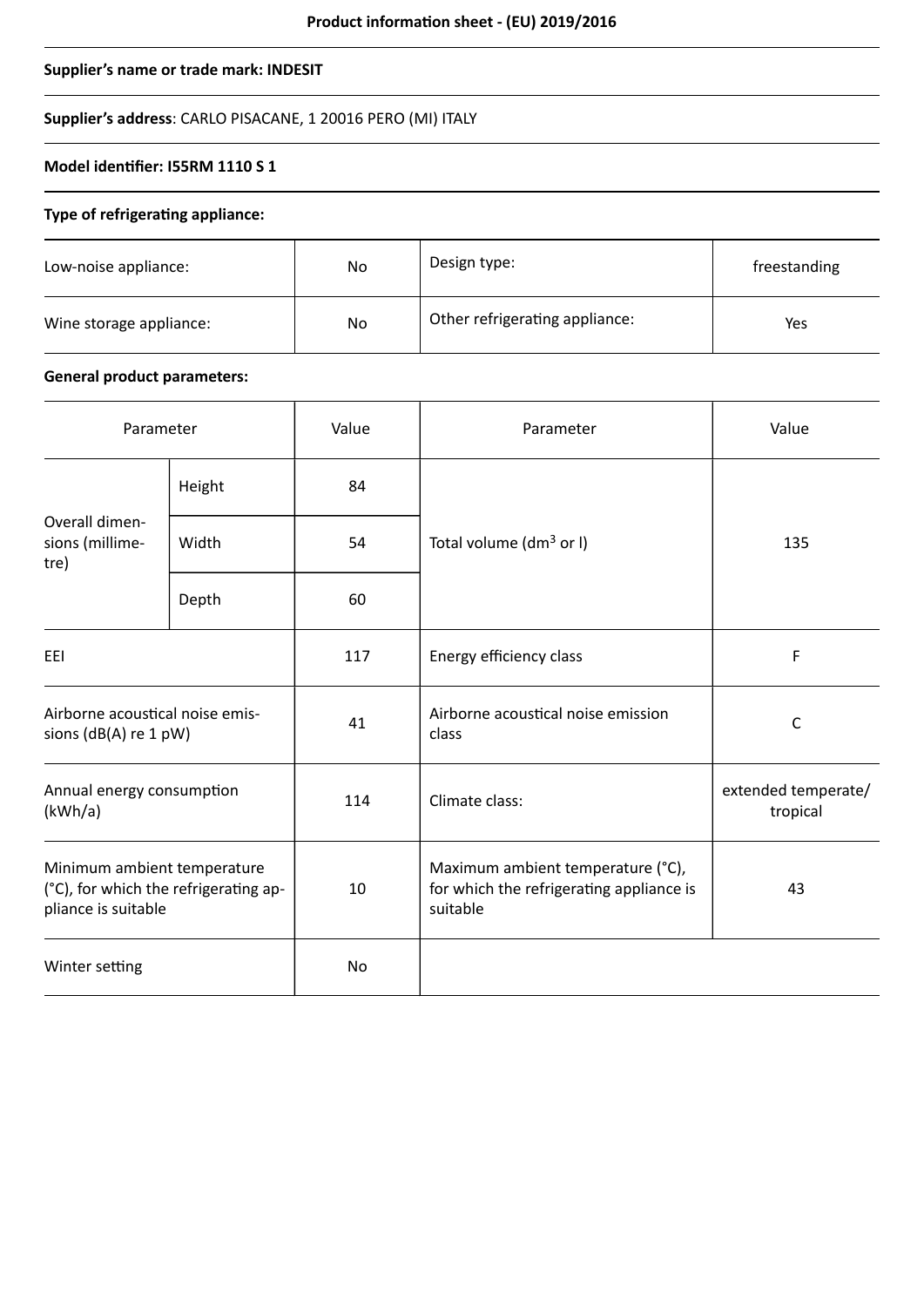**Product information sheet - (EU) 2019/2016**

**Supplier's name or trade mark: INDESIT**

**Supplier's address**: CARLO PISACANE, 1 20016 PERO (MI) ITALY

**Model identifier: I55RM 1110 S 1**

**Type of refrigerating appliance:**

| | | | |
|---|---|---|---|
| Low-noise appliance: | No | Design type: | freestanding |
| Wine storage appliance: | No | Other refrigerating appliance: | Yes |

**General product parameters:**

| Parameter | | Value | Parameter | Value |
|---|---|---|---|---|
| Overall dimensions (millimetre) | Height | 84 | Total volume ($dm^3$ or l) | 135 |
| | Width | 54 | | |
| | Depth | 60 | | |
| EEI | | 117 | Energy efficiency class | F |
| Airborne acoustical noise emissions (dB(A) re 1 pW) | | 41 | Airborne acoustical noise emission class | C |
| Annual energy consumption (kWh/a) | | 114 | Climate class: | extended temperate/ tropical |
| Minimum ambient temperature (°C), for which the refrigerating appliance is suitable | | 10 | Maximum ambient temperature (°C), for which the refrigerating appliance is suitable | 43 |
| Winter setting | | No | | |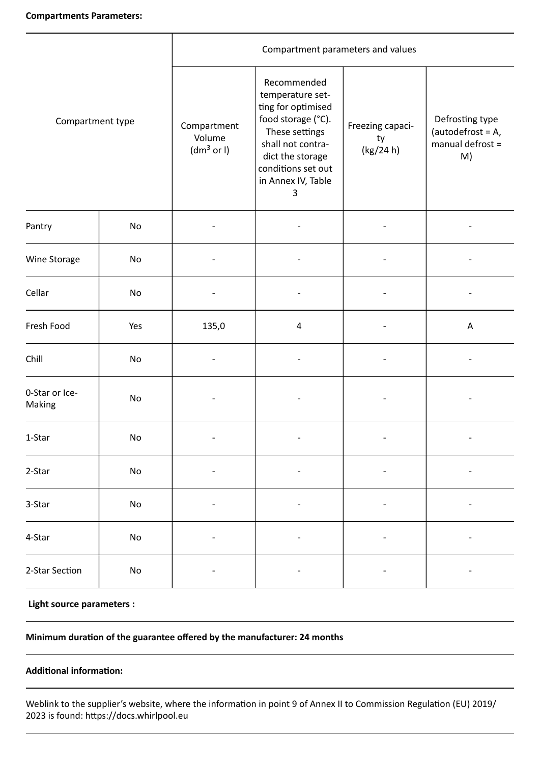**Compartments Parameters:**

| Compartment type | | Compartment parameters and values | | | |
|---|---|---|---|---|---|
| | | Compartment Volume ($dm^3$ or l) | Recommended temperature setting for optimised food storage (°C). These settings shall not contradict the storage conditions set out in Annex IV, Table 3 | Freezing capacity (kg/24 h) | Defrosting type (autodefrost = A, manual defrost = M) |
| Pantry | No | - | - | - | - |
| Wine Storage | No | - | - | - | - |
| Cellar | No | - | - | - | - |
| Fresh Food | Yes | 135,0 | 4 | - | A |
| Chill | No | - | - | - | - |
| 0-Star or Ice-Making | No | - | - | - | - |
| 1-Star | No | - | - | - | - |
| 2-Star | No | - | - | - | - |
| 3-Star | No | - | - | - | - |
| 4-Star | No | - | - | - | - |
| 2-Star Section | No | - | - | - | - |

**Light source parameters :**

**Minimum duration of the guarantee offered by the manufacturer: 24 months**

**Additional information:**

Weblink to the supplier's website, where the information in point 9 of Annex II to Commission Regulation (EU) 2019/2023 is found: https://docs.whirlpool.eu